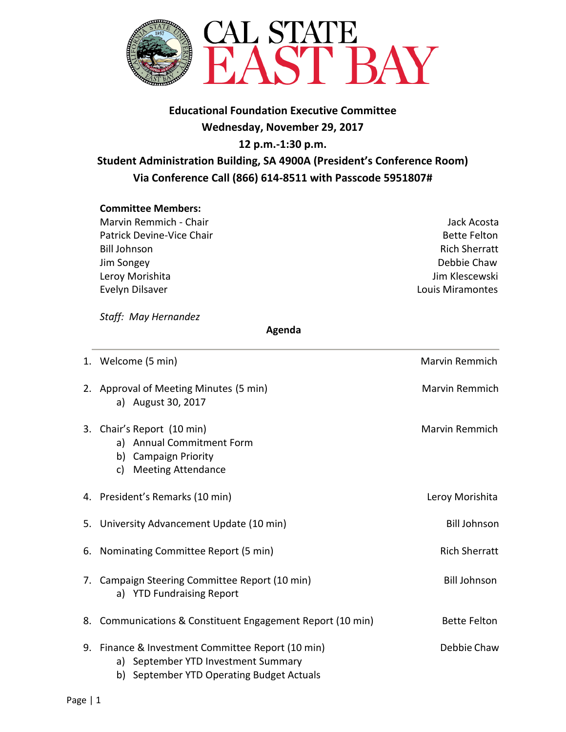CAL STATE EAST BAY

**Educational Foundation Executive Committee**
**Wednesday, November 29, 2017**
**12 p.m.-1:30 p.m.**
**Student Administration Building, SA 4900A (President's Conference Room)**
**Via Conference Call (866) 614-8511 with Passcode 5951807#**

**Committee Members:**

| | |
|---|---|
| Marvin Remmich - Chair | Jack Acosta |
| Patrick Devine-Vice Chair | Bette Felton |
| Bill Johnson | Rich Sherratt |
| Jim Songey | Debbie Chaw |
| Leroy Morishita | Jim Klescewski |
| Evelyn Dilsaver | Louis Miramontes |

*Staff: May Hernandez*

**Agenda**

1. Welcome (5 min) — Marvin Remmich

2. Approval of Meeting Minutes (5 min) — Marvin Remmich
   a) August 30, 2017

3. Chair's Report (10 min) — Marvin Remmich
   a) Annual Commitment Form
   b) Campaign Priority
   c) Meeting Attendance

4. President's Remarks (10 min) — Leroy Morishita

5. University Advancement Update (10 min) — Bill Johnson

6. Nominating Committee Report (5 min) — Rich Sherratt

7. Campaign Steering Committee Report (10 min) — Bill Johnson
   a) YTD Fundraising Report

8. Communications & Constituent Engagement Report (10 min) — Bette Felton

9. Finance & Investment Committee Report (10 min) — Debbie Chaw
   a) September YTD Investment Summary
   b) September YTD Operating Budget Actuals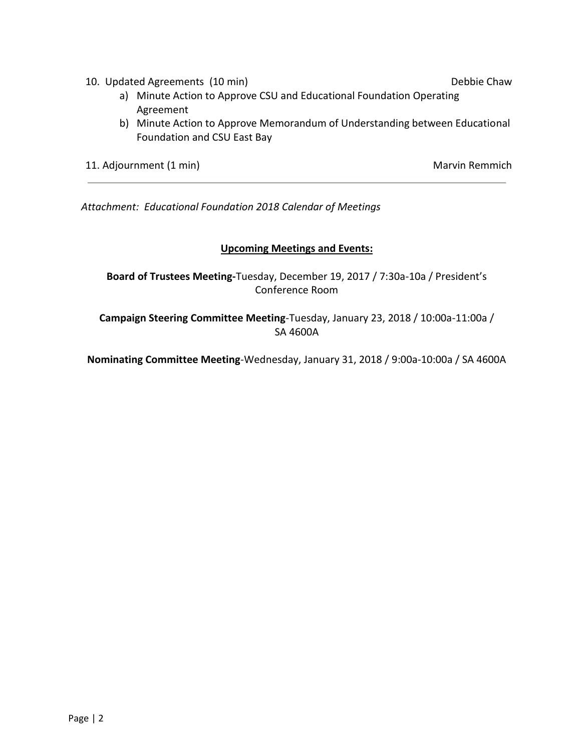10. Updated Agreements (10 min) — Debbie Chaw
    a) Minute Action to Approve CSU and Educational Foundation Operating Agreement
    b) Minute Action to Approve Memorandum of Understanding between Educational Foundation and CSU East Bay

11. Adjournment (1 min) — Marvin Remmich

---

*Attachment: Educational Foundation 2018 Calendar of Meetings*

**Upcoming Meetings and Events:**

**Board of Trustees Meeting-**Tuesday, December 19, 2017 / 7:30a-10a / President's Conference Room

**Campaign Steering Committee Meeting**-Tuesday, January 23, 2018 / 10:00a-11:00a / SA 4600A

**Nominating Committee Meeting**-Wednesday, January 31, 2018 / 9:00a-10:00a / SA 4600A